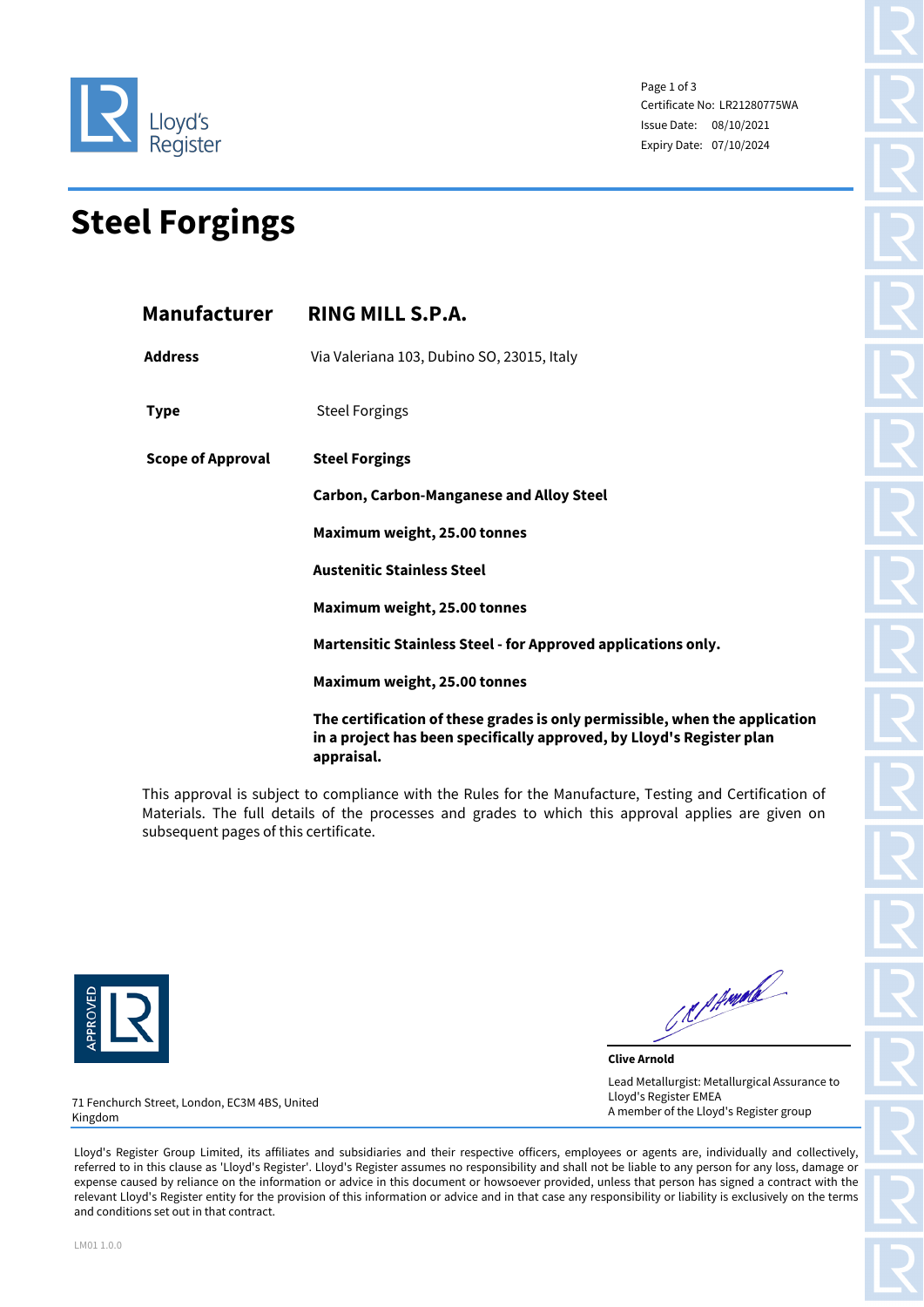Lloyd's Register

Certificate No: LR21280775WA
Issue Date: 08/10/2021
Expiry Date: 07/10/2024

# Steel Forgings

| | |
|---|---|
| **Manufacturer** | **RING MILL S.P.A.** |
| **Address** | Via Valeriana 103, Dubino SO, 23015, Italy |
| **Type** | Steel Forgings |
| **Scope of Approval** | **Steel Forgings** |
| | **Carbon, Carbon-Manganese and Alloy Steel** |
| | **Maximum weight, 25.00 tonnes** |
| | **Austenitic Stainless Steel** |
| | **Maximum weight, 25.00 tonnes** |
| | **Martensitic Stainless Steel - for Approved applications only.** |
| | **Maximum weight, 25.00 tonnes** |
| | **The certification of these grades is only permissible, when the application in a project has been specifically approved, by Lloyd's Register plan appraisal.** |

This approval is subject to compliance with the Rules for the Manufacture, Testing and Certification of Materials. The full details of the processes and grades to which this approval applies are given on subsequent pages of this certificate.

APPROVED LR

**Clive Arnold**

Lead Metallurgist: Metallurgical Assurance to Lloyd's Register EMEA
A member of the Lloyd's Register group

71 Fenchurch Street, London, EC3M 4BS, United Kingdom

Lloyd's Register Group Limited, its affiliates and subsidiaries and their respective officers, employees or agents are, individually and collectively, referred to in this clause as 'Lloyd's Register'. Lloyd's Register assumes no responsibility and shall not be liable to any person for any loss, damage or expense caused by reliance on the information or advice in this document or howsoever provided, unless that person has signed a contract with the relevant Lloyd's Register entity for the provision of this information or advice and in that case any responsibility or liability is exclusively on the terms and conditions set out in that contract.

LM01 1.0.0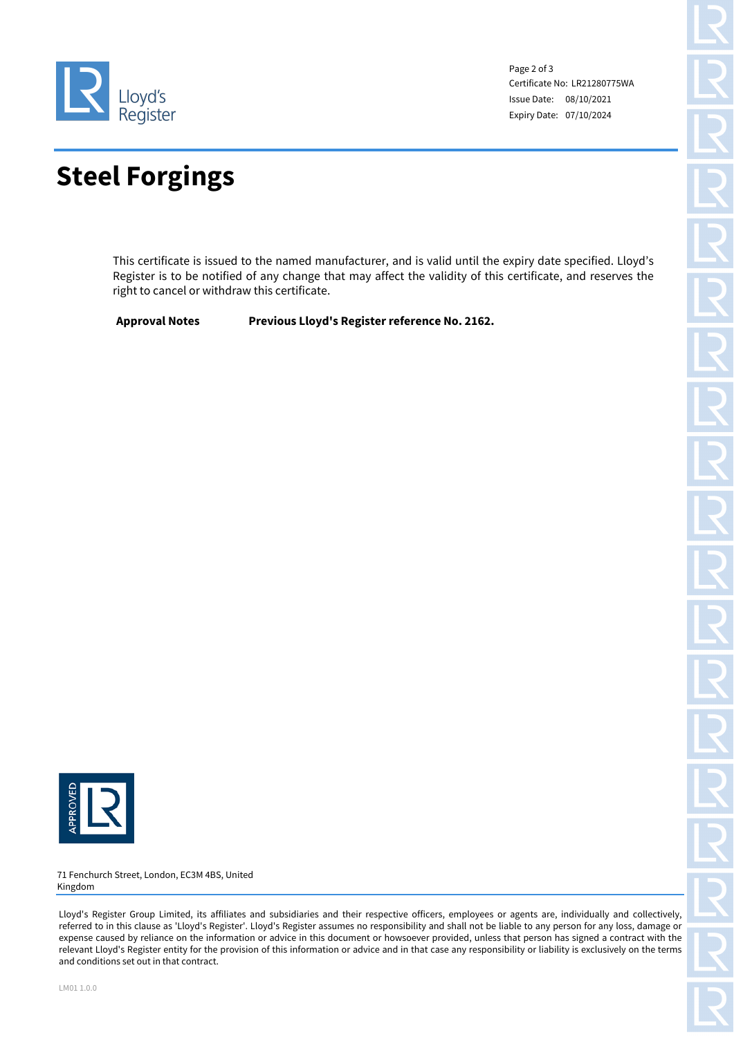Certificate No: LR21280775WA
Issue Date: 08/10/2021
Expiry Date: 07/10/2024

# Steel Forgings

This certificate is issued to the named manufacturer, and is valid until the expiry date specified. Lloyd's Register is to be notified of any change that may affect the validity of this certificate, and reserves the right to cancel or withdraw this certificate.

| **Approval Notes** | **Previous Lloyd's Register reference No. 2162.** |
| --- | --- |

71 Fenchurch Street, London, EC3M 4BS, United Kingdom

Lloyd's Register Group Limited, its affiliates and subsidiaries and their respective officers, employees or agents are, individually and collectively, referred to in this clause as 'Lloyd's Register'. Lloyd's Register assumes no responsibility and shall not be liable to any person for any loss, damage or expense caused by reliance on the information or advice in this document or howsoever provided, unless that person has signed a contract with the relevant Lloyd's Register entity for the provision of this information or advice and in that case any responsibility or liability is exclusively on the terms and conditions set out in that contract.

LM01 1.0.0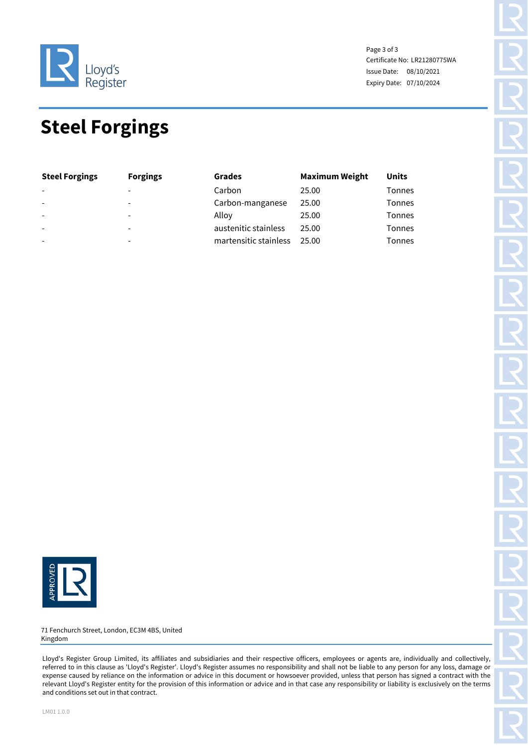Certificate No: LR21280775WA
Issue Date: 08/10/2021
Expiry Date: 07/10/2024

# Steel Forgings

| Steel Forgings | Forgings | Grades | Maximum Weight | Units |
| --- | --- | --- | --- | --- |
| - | - | Carbon | 25.00 | Tonnes |
| - | - | Carbon-manganese | 25.00 | Tonnes |
| - | - | Alloy | 25.00 | Tonnes |
| - | - | austenitic stainless | 25.00 | Tonnes |
| - | - | martensitic stainless | 25.00 | Tonnes |

71 Fenchurch Street, London, EC3M 4BS, United Kingdom

Lloyd's Register Group Limited, its affiliates and subsidiaries and their respective officers, employees or agents are, individually and collectively, referred to in this clause as 'Lloyd's Register'. Lloyd's Register assumes no responsibility and shall not be liable to any person for any loss, damage or expense caused by reliance on the information or advice in this document or howsoever provided, unless that person has signed a contract with the relevant Lloyd's Register entity for the provision of this information or advice and in that case any responsibility or liability is exclusively on the terms and conditions set out in that contract.

LM01 1.0.0